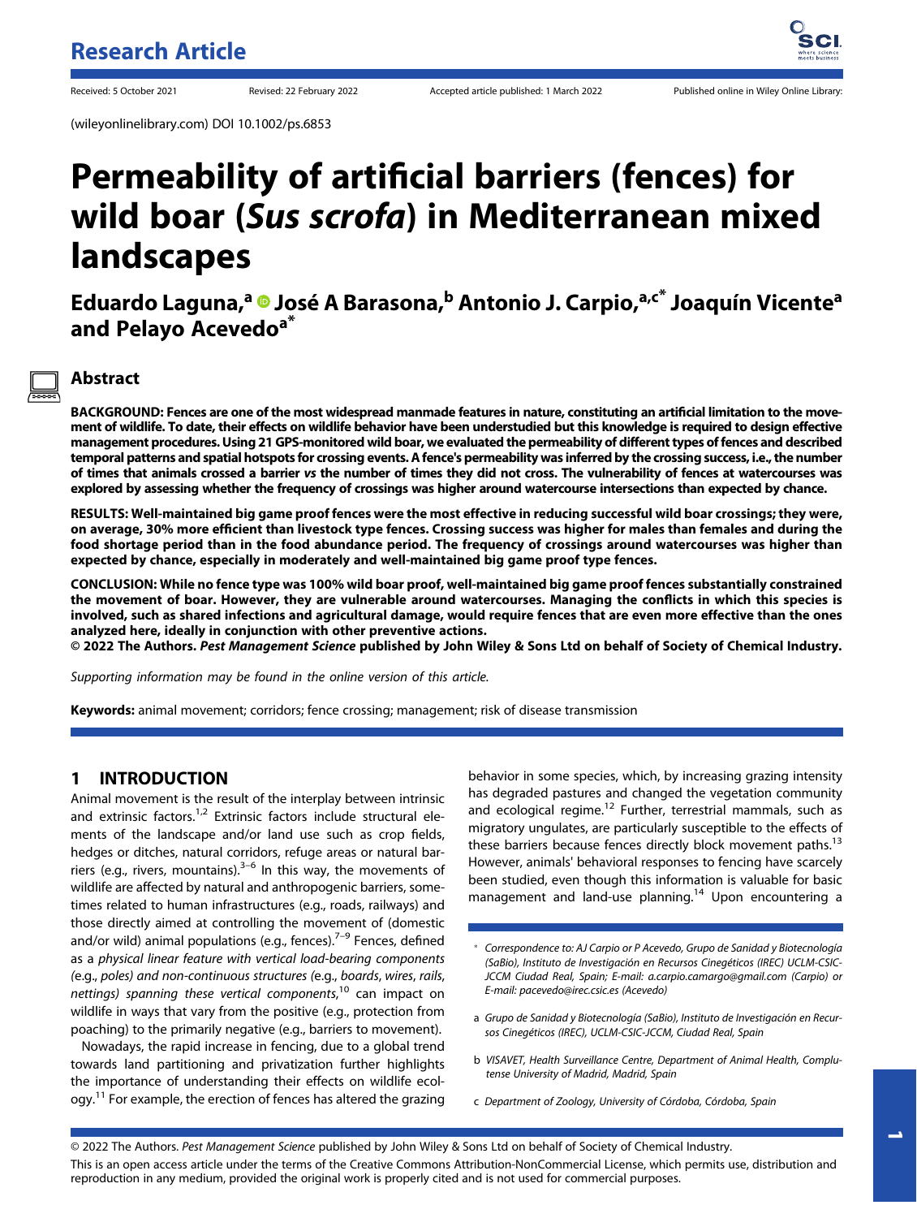Research Article

Received: 5 October 2021 Revised: 22 February 2022 Accepted article published: 1 March 2022 Published online in Wiley Online Library:

(wileyonlinelibrary.com) DOI 10.1002/ps.6853

# Permeability of artificial barriers (fences) for wild boar (*Sus scrofa*) in Mediterranean mixed landscapes

**Eduardo Laguna,[a] José A Barasona,[b] Antonio J. Carpio,[a,c*] Joaquín Vicente[a] and Pelayo Acevedo[a*]**

## Abstract

**BACKGROUND: Fences are one of the most widespread manmade features in nature, constituting an artificial limitation to the movement of wildlife. To date, their effects on wildlife behavior have been understudied but this knowledge is required to design effective management procedures. Using 21 GPS-monitored wild boar, we evaluated the permeability of different types of fences and described temporal patterns and spatial hotspots for crossing events. A fence's permeability was inferred by the crossing success, i.e., the number of times that animals crossed a barrier *vs* the number of times they did not cross. The vulnerability of fences at watercourses was explored by assessing whether the frequency of crossings was higher around watercourse intersections than expected by chance.**

**RESULTS: Well-maintained big game proof fences were the most effective in reducing successful wild boar crossings; they were, on average, 30% more efficient than livestock type fences. Crossing success was higher for males than females and during the food shortage period than in the food abundance period. The frequency of crossings around watercourses was higher than expected by chance, especially in moderately and well-maintained big game proof type fences.**

**CONCLUSION: While no fence type was 100% wild boar proof, well-maintained big game proof fences substantially constrained the movement of boar. However, they are vulnerable around watercourses. Managing the conflicts in which this species is involved, such as shared infections and agricultural damage, would require fences that are even more effective than the ones analyzed here, ideally in conjunction with other preventive actions.**

**© 2022 The Authors. *Pest Management Science* published by John Wiley & Sons Ltd on behalf of Society of Chemical Industry.**

*Supporting information may be found in the online version of this article.*

**Keywords:** animal movement; corridors; fence crossing; management; risk of disease transmission

## 1 INTRODUCTION

Animal movement is the result of the interplay between intrinsic and extrinsic factors.[1,2] Extrinsic factors include structural elements of the landscape and/or land use such as crop fields, hedges or ditches, natural corridors, refuge areas or natural barriers (e.g., rivers, mountains).[3–6] In this way, the movements of wildlife are affected by natural and anthropogenic barriers, sometimes related to human infrastructures (e.g., roads, railways) and those directly aimed at controlling the movement of (domestic and/or wild) animal populations (e.g., fences).[7–9] Fences, defined as a *physical linear feature with vertical load-bearing components (*e.g., *poles) and non-continuous structures (*e.g., *boards, wires, rails, nettings) spanning these vertical components*,[10] can impact on wildlife in ways that vary from the positive (e.g., protection from poaching) to the primarily negative (e.g., barriers to movement).

Nowadays, the rapid increase in fencing, due to a global trend towards land partitioning and privatization further highlights the importance of understanding their effects on wildlife ecology.[11] For example, the erection of fences has altered the grazing behavior in some species, which, by increasing grazing intensity has degraded pastures and changed the vegetation community and ecological regime.[12] Further, terrestrial mammals, such as migratory ungulates, are particularly susceptible to the effects of these barriers because fences directly block movement paths.[13] However, animals' behavioral responses to fencing have scarcely been studied, even though this information is valuable for basic management and land-use planning.[14] Upon encountering a

\* Correspondence to: AJ Carpio or P Acevedo, Grupo de Sanidad y Biotecnología (SaBio), Instituto de Investigación en Recursos Cinegéticos (IREC) UCLM-CSIC-JCCM Ciudad Real, Spain; E-mail: a.carpio.camargo@gmail.com (Carpio) or E-mail: pacevedo@irec.csic.es (Acevedo)

a Grupo de Sanidad y Biotecnología (SaBio), Instituto de Investigación en Recursos Cinegéticos (IREC), UCLM-CSIC-JCCM, Ciudad Real, Spain

b VISAVET, Health Surveillance Centre, Department of Animal Health, Complutense University of Madrid, Madrid, Spain

c Department of Zoology, University of Córdoba, Córdoba, Spain

© 2022 The Authors. *Pest Management Science* published by John Wiley & Sons Ltd on behalf of Society of Chemical Industry.
This is an open access article under the terms of the Creative Commons Attribution-NonCommercial License, which permits use, distribution and reproduction in any medium, provided the original work is properly cited and is not used for commercial purposes.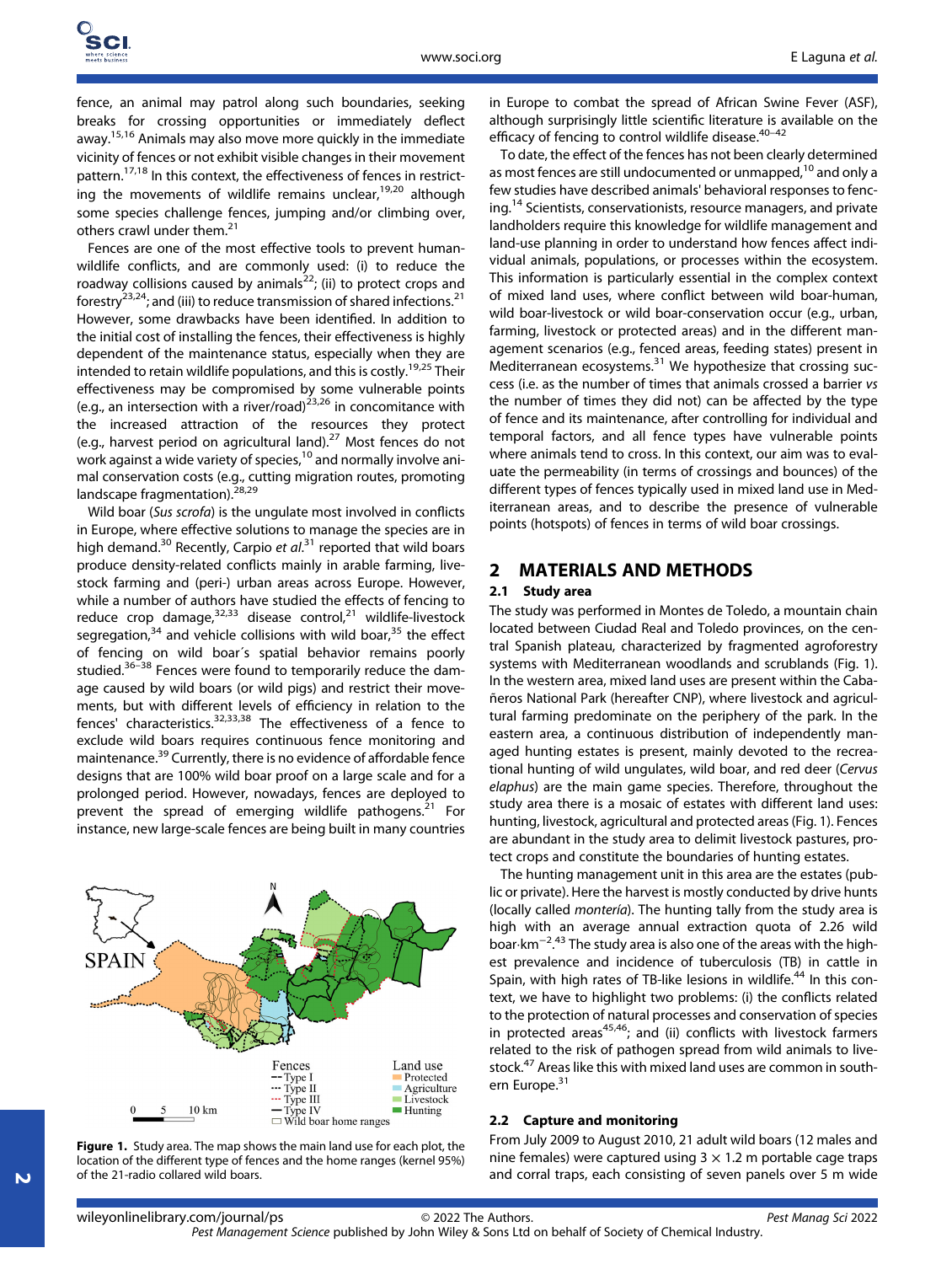fence, an animal may patrol along such boundaries, seeking breaks for crossing opportunities or immediately deflect away.[15,16] Animals may also move more quickly in the immediate vicinity of fences or not exhibit visible changes in their movement pattern.[17,18] In this context, the effectiveness of fences in restricting the movements of wildlife remains unclear,[19,20] although some species challenge fences, jumping and/or climbing over, others crawl under them.[21]

Fences are one of the most effective tools to prevent human-wildlife conflicts, and are commonly used: (i) to reduce the roadway collisions caused by animals[22]; (ii) to protect crops and forestry[23,24]; and (iii) to reduce transmission of shared infections.[21] However, some drawbacks have been identified. In addition to the initial cost of installing the fences, their effectiveness is highly dependent of the maintenance status, especially when they are intended to retain wildlife populations, and this is costly.[19,25] Their effectiveness may be compromised by some vulnerable points (e.g., an intersection with a river/road)[23,26] in concomitance with the increased attraction of the resources they protect (e.g., harvest period on agricultural land).[27] Most fences do not work against a wide variety of species,[10] and normally involve animal conservation costs (e.g., cutting migration routes, promoting landscape fragmentation).[28,29]

Wild boar (*Sus scrofa*) is the ungulate most involved in conflicts in Europe, where effective solutions to manage the species are in high demand.[30] Recently, Carpio *et al.*[31] reported that wild boars produce density-related conflicts mainly in arable farming, livestock farming and (peri-) urban areas across Europe. However, while a number of authors have studied the effects of fencing to reduce crop damage,[32,33] disease control,[21] wildlife-livestock segregation,[34] and vehicle collisions with wild boar,[35] the effect of fencing on wild boar´s spatial behavior remains poorly studied.[36–38] Fences were found to temporarily reduce the damage caused by wild boars (or wild pigs) and restrict their movements, but with different levels of efficiency in relation to the fences' characteristics.[32,33,38] The effectiveness of a fence to exclude wild boars requires continuous fence monitoring and maintenance.[39] Currently, there is no evidence of affordable fence designs that are 100% wild boar proof on a large scale and for a prolonged period. However, nowadays, fences are deployed to prevent the spread of emerging wildlife pathogens.[21] For instance, new large-scale fences are being built in many countries in Europe to combat the spread of African Swine Fever (ASF), although surprisingly little scientific literature is available on the efficacy of fencing to control wildlife disease.[40–42]

To date, the effect of the fences has not been clearly determined as most fences are still undocumented or unmapped,[10] and only a few studies have described animals' behavioral responses to fencing.[14] Scientists, conservationists, resource managers, and private landholders require this knowledge for wildlife management and land-use planning in order to understand how fences affect individual animals, populations, or processes within the ecosystem. This information is particularly essential in the complex context of mixed land uses, where conflict between wild boar-human, wild boar-livestock or wild boar-conservation occur (e.g., urban, farming, livestock or protected areas) and in the different management scenarios (e.g., fenced areas, feeding states) present in Mediterranean ecosystems.[31] We hypothesize that crossing success (i.e. as the number of times that animals crossed a barrier *vs* the number of times they did not) can be affected by the type of fence and its maintenance, after controlling for individual and temporal factors, and all fence types have vulnerable points where animals tend to cross. In this context, our aim was to evaluate the permeability (in terms of crossings and bounces) of the different types of fences typically used in mixed land use in Mediterranean areas, and to describe the presence of vulnerable points (hotspots) of fences in terms of wild boar crossings.

## 2 MATERIALS AND METHODS

### 2.1 Study area

The study was performed in Montes de Toledo, a mountain chain located between Ciudad Real and Toledo provinces, on the central Spanish plateau, characterized by fragmented agroforestry systems with Mediterranean woodlands and scrublands (Fig. 1). In the western area, mixed land uses are present within the Cabañeros National Park (hereafter CNP), where livestock and agricultural farming predominate on the periphery of the park. In the eastern area, a continuous distribution of independently managed hunting estates is present, mainly devoted to the recreational hunting of wild ungulates, wild boar, and red deer (*Cervus elaphus*) are the main game species. Therefore, throughout the study area there is a mosaic of estates with different land uses: hunting, livestock, agricultural and protected areas (Fig. 1). Fences are abundant in the study area to delimit livestock pastures, protect crops and constitute the boundaries of hunting estates.

The hunting management unit in this area are the estates (public or private). Here the harvest is mostly conducted by drive hunts (locally called *montería*). The hunting tally from the study area is high with an average annual extraction quota of 2.26 wild boar·km$^{-2}$.[43] The study area is also one of the areas with the highest prevalence and incidence of tuberculosis (TB) in cattle in Spain, with high rates of TB-like lesions in wildlife.[44] In this context, we have to highlight two problems: (i) the conflicts related to the protection of natural processes and conservation of species in protected areas[45,46]; and (ii) conflicts with livestock farmers related to the risk of pathogen spread from wild animals to livestock.[47] Areas like this with mixed land uses are common in southern Europe.[31]

**Figure 1.** Study area. The map shows the main land use for each plot, the location of the different type of fences and the home ranges (kernel 95%) of the 21-radio collared wild boars.

### 2.2 Capture and monitoring

From July 2009 to August 2010, 21 adult wild boars (12 males and nine females) were captured using 3 × 1.2 m portable cage traps and corral traps, each consisting of seven panels over 5 m wide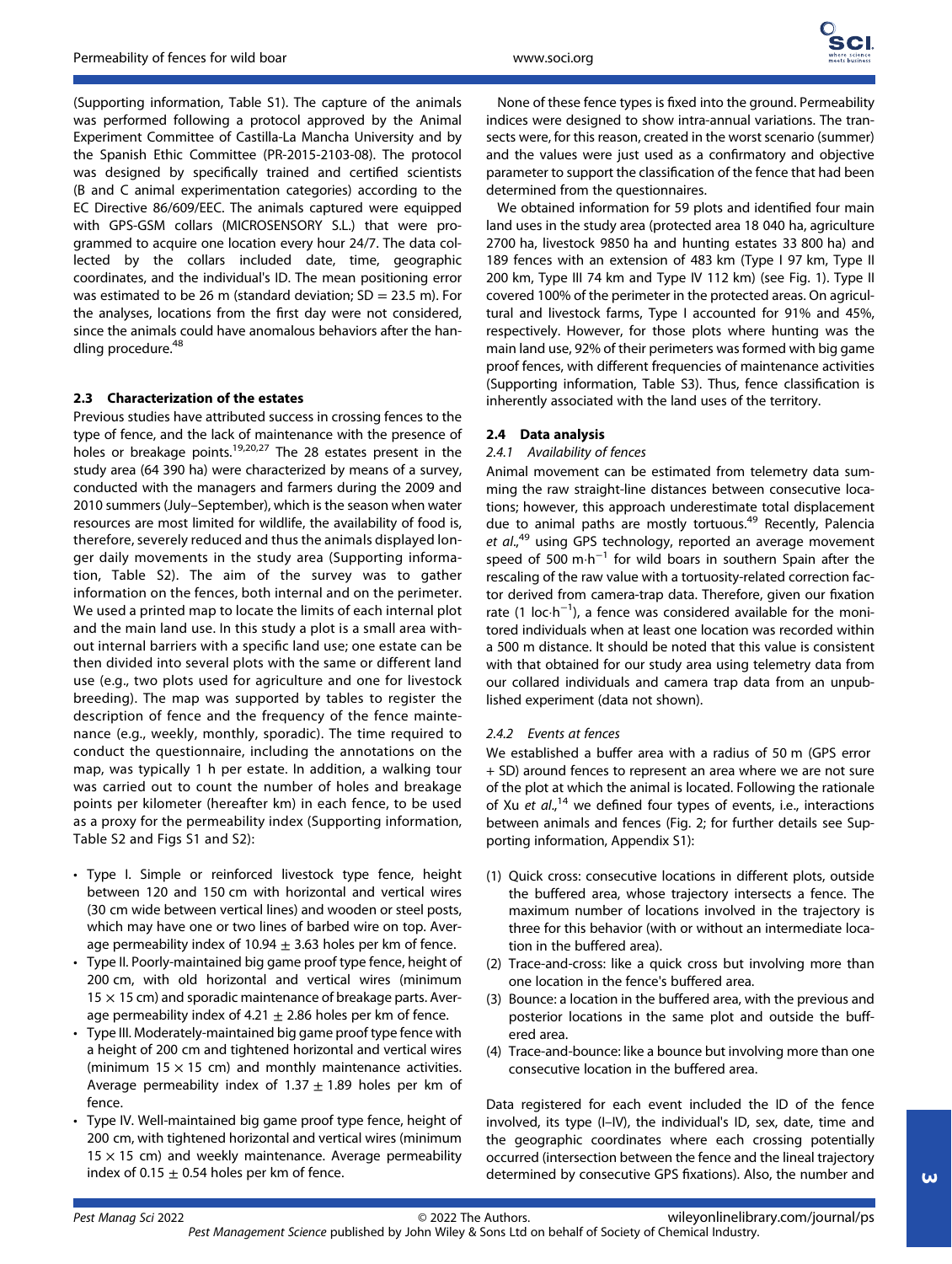(Supporting information, Table S1). The capture of the animals was performed following a protocol approved by the Animal Experiment Committee of Castilla-La Mancha University and by the Spanish Ethic Committee (PR-2015-2103-08). The protocol was designed by specifically trained and certified scientists (B and C animal experimentation categories) according to the EC Directive 86/609/EEC. The animals captured were equipped with GPS-GSM collars (MICROSENSORY S.L.) that were programmed to acquire one location every hour 24/7. The data collected by the collars included date, time, geographic coordinates, and the individual's ID. The mean positioning error was estimated to be 26 m (standard deviation; SD = 23.5 m). For the analyses, locations from the first day were not considered, since the animals could have anomalous behaviors after the handling procedure.[48]

### 2.3 Characterization of the estates

Previous studies have attributed success in crossing fences to the type of fence, and the lack of maintenance with the presence of holes or breakage points.[19,20,27] The 28 estates present in the study area (64 390 ha) were characterized by means of a survey, conducted with the managers and farmers during the 2009 and 2010 summers (July–September), which is the season when water resources are most limited for wildlife, the availability of food is, therefore, severely reduced and thus the animals displayed longer daily movements in the study area (Supporting information, Table S2). The aim of the survey was to gather information on the fences, both internal and on the perimeter. We used a printed map to locate the limits of each internal plot and the main land use. In this study a plot is a small area without internal barriers with a specific land use; one estate can be then divided into several plots with the same or different land use (e.g., two plots used for agriculture and one for livestock breeding). The map was supported by tables to register the description of fence and the frequency of the fence maintenance (e.g., weekly, monthly, sporadic). The time required to conduct the questionnaire, including the annotations on the map, was typically 1 h per estate. In addition, a walking tour was carried out to count the number of holes and breakage points per kilometer (hereafter km) in each fence, to be used as a proxy for the permeability index (Supporting information, Table S2 and Figs S1 and S2):

- Type I. Simple or reinforced livestock type fence, height between 120 and 150 cm with horizontal and vertical wires (30 cm wide between vertical lines) and wooden or steel posts, which may have one or two lines of barbed wire on top. Average permeability index of 10.94 ± 3.63 holes per km of fence.
- Type II. Poorly-maintained big game proof type fence, height of 200 cm, with old horizontal and vertical wires (minimum 15 × 15 cm) and sporadic maintenance of breakage parts. Average permeability index of 4.21 ± 2.86 holes per km of fence.
- Type III. Moderately-maintained big game proof type fence with a height of 200 cm and tightened horizontal and vertical wires (minimum 15 × 15 cm) and monthly maintenance activities. Average permeability index of 1.37 ± 1.89 holes per km of fence.
- Type IV. Well-maintained big game proof type fence, height of 200 cm, with tightened horizontal and vertical wires (minimum 15 × 15 cm) and weekly maintenance. Average permeability index of 0.15 ± 0.54 holes per km of fence.

None of these fence types is fixed into the ground. Permeability indices were designed to show intra-annual variations. The transects were, for this reason, created in the worst scenario (summer) and the values were just used as a confirmatory and objective parameter to support the classification of the fence that had been determined from the questionnaires.

We obtained information for 59 plots and identified four main land uses in the study area (protected area 18 040 ha, agriculture 2700 ha, livestock 9850 ha and hunting estates 33 800 ha) and 189 fences with an extension of 483 km (Type I 97 km, Type II 200 km, Type III 74 km and Type IV 112 km) (see Fig. 1). Type II covered 100% of the perimeter in the protected areas. On agricultural and livestock farms, Type I accounted for 91% and 45%, respectively. However, for those plots where hunting was the main land use, 92% of their perimeters was formed with big game proof fences, with different frequencies of maintenance activities (Supporting information, Table S3). Thus, fence classification is inherently associated with the land uses of the territory.

### 2.4 Data analysis

#### 2.4.1 Availability of fences

Animal movement can be estimated from telemetry data summing the raw straight-line distances between consecutive locations; however, this approach underestimate total displacement due to animal paths are mostly tortuous.[49] Recently, Palencia *et al*.,[49] using GPS technology, reported an average movement speed of 500 $m \cdot h^{-1}$ for wild boars in southern Spain after the rescaling of the raw value with a tortuosity-related correction factor derived from camera-trap data. Therefore, given our fixation rate (1 $loc \cdot h^{-1}$), a fence was considered available for the monitored individuals when at least one location was recorded within a 500 m distance. It should be noted that this value is consistent with that obtained for our study area using telemetry data from our collared individuals and camera trap data from an unpublished experiment (data not shown).

#### 2.4.2 Events at fences

We established a buffer area with a radius of 50 m (GPS error + SD) around fences to represent an area where we are not sure of the plot at which the animal is located. Following the rationale of Xu *et al*.,[14] we defined four types of events, i.e., interactions between animals and fences (Fig. 2; for further details see Supporting information, Appendix S1):

1. Quick cross: consecutive locations in different plots, outside the buffered area, whose trajectory intersects a fence. The maximum number of locations involved in the trajectory is three for this behavior (with or without an intermediate location in the buffered area).
2. Trace-and-cross: like a quick cross but involving more than one location in the fence's buffered area.
3. Bounce: a location in the buffered area, with the previous and posterior locations in the same plot and outside the buffered area.
4. Trace-and-bounce: like a bounce but involving more than one consecutive location in the buffered area.

Data registered for each event included the ID of the fence involved, its type (I–IV), the individual's ID, sex, date, time and the geographic coordinates where each crossing potentially occurred (intersection between the fence and the lineal trajectory determined by consecutive GPS fixations). Also, the number and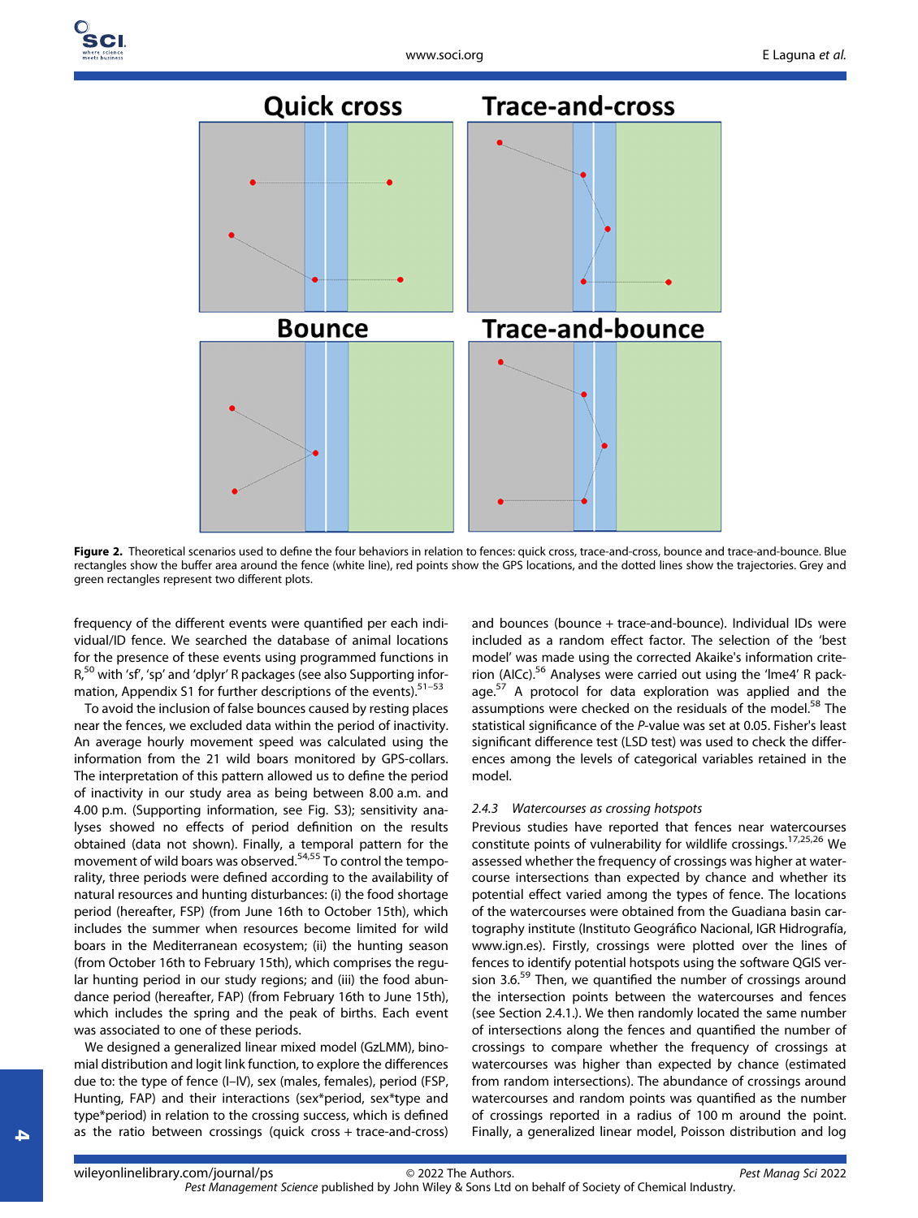Figure 2. Theoretical scenarios used to define the four behaviors in relation to fences: quick cross, trace-and-cross, bounce and trace-and-bounce. Blue rectangles show the buffer area around the fence (white line), red points show the GPS locations, and the dotted lines show the trajectories. Grey and green rectangles represent two different plots.

frequency of the different events were quantified per each individual/ID fence. We searched the database of animal locations for the presence of these events using programmed functions in R,[50] with 'sf', 'sp' and 'dplyr' R packages (see also Supporting information, Appendix S1 for further descriptions of the events).[51–53]

To avoid the inclusion of false bounces caused by resting places near the fences, we excluded data within the period of inactivity. An average hourly movement speed was calculated using the information from the 21 wild boars monitored by GPS-collars. The interpretation of this pattern allowed us to define the period of inactivity in our study area as being between 8.00 a.m. and 4.00 p.m. (Supporting information, see Fig. S3); sensitivity analyses showed no effects of period definition on the results obtained (data not shown). Finally, a temporal pattern for the movement of wild boars was observed.[54,55] To control the temporality, three periods were defined according to the availability of natural resources and hunting disturbances: (i) the food shortage period (hereafter, FSP) (from June 16th to October 15th), which includes the summer when resources become limited for wild boars in the Mediterranean ecosystem; (ii) the hunting season (from October 16th to February 15th), which comprises the regular hunting period in our study regions; and (iii) the food abundance period (hereafter, FAP) (from February 16th to June 15th), which includes the spring and the peak of births. Each event was associated to one of these periods.

We designed a generalized linear mixed model (GzLMM), binomial distribution and logit link function, to explore the differences due to: the type of fence (I–IV), sex (males, females), period (FSP, Hunting, FAP) and their interactions (sex*period, sex*type and type*period) in relation to the crossing success, which is defined as the ratio between crossings (quick cross + trace-and-cross) and bounces (bounce + trace-and-bounce). Individual IDs were included as a random effect factor. The selection of the 'best model' was made using the corrected Akaike's information criterion (AICc).[56] Analyses were carried out using the 'lme4' R package.[57] A protocol for data exploration was applied and the assumptions were checked on the residuals of the model.[58] The statistical significance of the *P*-value was set at 0.05. Fisher's least significant difference test (LSD test) was used to check the differences among the levels of categorical variables retained in the model.

### 2.4.3 Watercourses as crossing hotspots

Previous studies have reported that fences near watercourses constitute points of vulnerability for wildlife crossings.[17,25,26] We assessed whether the frequency of crossings was higher at watercourse intersections than expected by chance and whether its potential effect varied among the types of fence. The locations of the watercourses were obtained from the Guadiana basin cartography institute (Instituto Geográfico Nacional, IGR Hidrografía, www.ign.es). Firstly, crossings were plotted over the lines of fences to identify potential hotspots using the software QGIS version 3.6.[59] Then, we quantified the number of crossings around the intersection points between the watercourses and fences (see Section 2.4.1.). We then randomly located the same number of intersections along the fences and quantified the number of crossings to compare whether the frequency of crossings at watercourses was higher than expected by chance (estimated from random intersections). The abundance of crossings around watercourses and random points was quantified as the number of crossings reported in a radius of 100 m around the point. Finally, a generalized linear model, Poisson distribution and log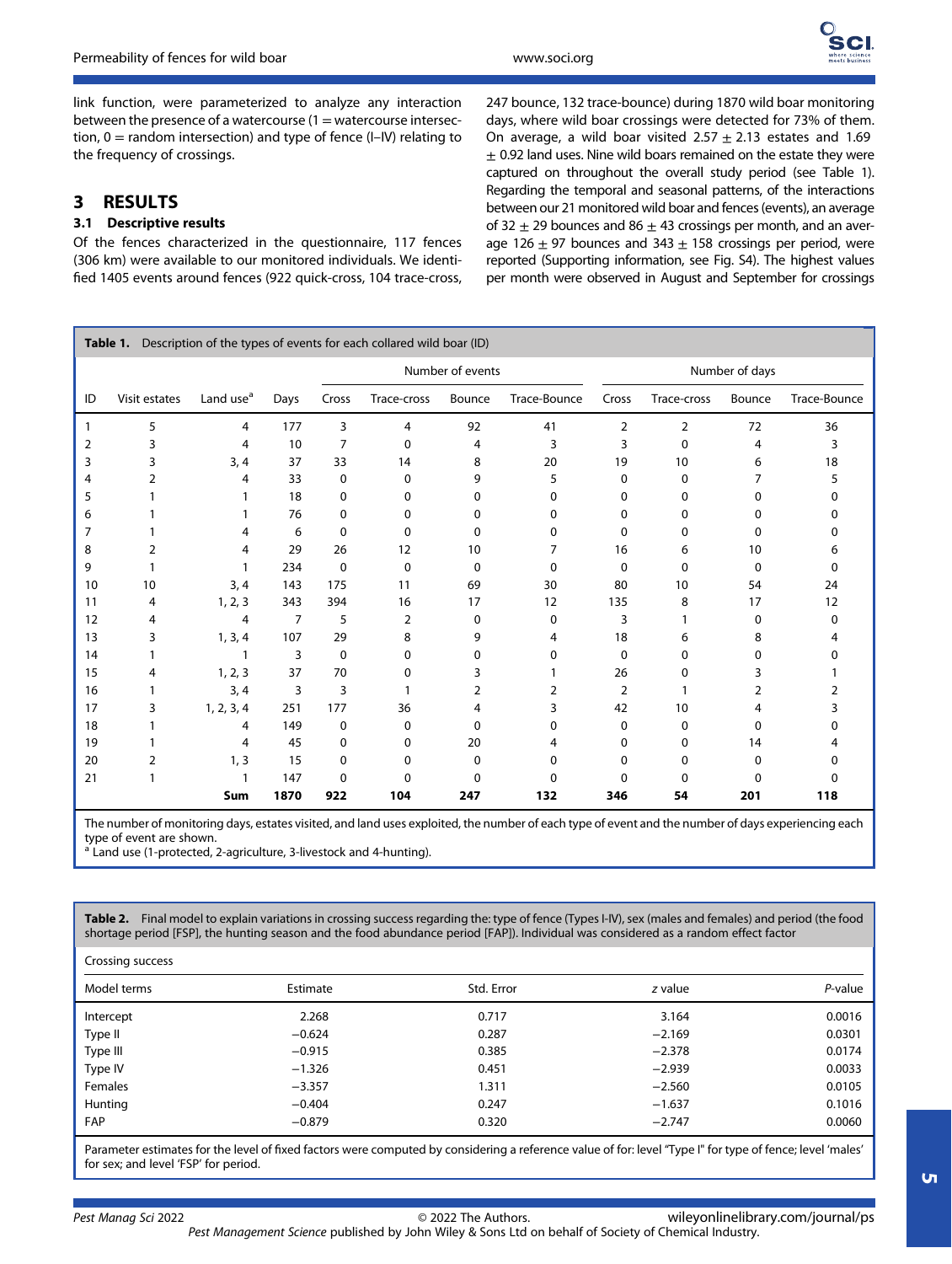link function, were parameterized to analyze any interaction between the presence of a watercourse (1 = watercourse intersection, 0 = random intersection) and type of fence (I–IV) relating to the frequency of crossings.

# 3 RESULTS

## 3.1 Descriptive results

Of the fences characterized in the questionnaire, 117 fences (306 km) were available to our monitored individuals. We identified 1405 events around fences (922 quick-cross, 104 trace-cross, 247 bounce, 132 trace-bounce) during 1870 wild boar monitoring days, where wild boar crossings were detected for 73% of them. On average, a wild boar visited $2.57 \pm 2.13$ estates and 1.69 $\pm$ 0.92 land uses. Nine wild boars remained on the estate they were captured on throughout the overall study period (see Table 1). Regarding the temporal and seasonal patterns, of the interactions between our 21 monitored wild boar and fences (events), an average of $32 \pm 29$ bounces and $86 \pm 43$ crossings per month, and an average $126 \pm 97$ bounces and $343 \pm 158$ crossings per period, were reported (Supporting information, see Fig. S4). The highest values per month were observed in August and September for crossings

**Table 1.** Description of the types of events for each collared wild boar (ID)

| | | | | Number of events | | | | Number of days | | | |
|---|---|---|---|---|---|---|---|---|---|---|---|
| ID | Visit estates | Land use[a] | Days | Cross | Trace-cross | Bounce | Trace-Bounce | Cross | Trace-cross | Bounce | Trace-Bounce |
| 1 | 5 | 4 | 177 | 3 | 4 | 92 | 41 | 2 | 2 | 72 | 36 |
| 2 | 3 | 4 | 10 | 7 | 0 | 4 | 3 | 3 | 0 | 4 | 3 |
| 3 | 3 | 3, 4 | 37 | 33 | 14 | 8 | 20 | 19 | 10 | 6 | 18 |
| 4 | 2 | 4 | 33 | 0 | 0 | 9 | 5 | 0 | 0 | 7 | 5 |
| 5 | 1 | 1 | 18 | 0 | 0 | 0 | 0 | 0 | 0 | 0 | 0 |
| 6 | 1 | 1 | 76 | 0 | 0 | 0 | 0 | 0 | 0 | 0 | 0 |
| 7 | 1 | 4 | 6 | 0 | 0 | 0 | 0 | 0 | 0 | 0 | 0 |
| 8 | 2 | 4 | 29 | 26 | 12 | 10 | 7 | 16 | 6 | 10 | 6 |
| 9 | 1 | 1 | 234 | 0 | 0 | 0 | 0 | 0 | 0 | 0 | 0 |
| 10 | 10 | 3, 4 | 143 | 175 | 11 | 69 | 30 | 80 | 10 | 54 | 24 |
| 11 | 4 | 1, 2, 3 | 343 | 394 | 16 | 17 | 12 | 135 | 8 | 17 | 12 |
| 12 | 4 | 4 | 7 | 5 | 2 | 0 | 0 | 3 | 1 | 0 | 0 |
| 13 | 3 | 1, 3, 4 | 107 | 29 | 8 | 9 | 4 | 18 | 6 | 8 | 4 |
| 14 | 1 | 1 | 3 | 0 | 0 | 0 | 0 | 0 | 0 | 0 | 0 |
| 15 | 4 | 1, 2, 3 | 37 | 70 | 0 | 3 | 1 | 26 | 0 | 3 | 1 |
| 16 | 1 | 3, 4 | 3 | 3 | 1 | 2 | 2 | 2 | 1 | 2 | 2 |
| 17 | 3 | 1, 2, 3, 4 | 251 | 177 | 36 | 4 | 3 | 42 | 10 | 4 | 3 |
| 18 | 1 | 4 | 149 | 0 | 0 | 0 | 0 | 0 | 0 | 0 | 0 |
| 19 | 1 | 4 | 45 | 0 | 0 | 20 | 4 | 0 | 0 | 14 | 4 |
| 20 | 2 | 1, 3 | 15 | 0 | 0 | 0 | 0 | 0 | 0 | 0 | 0 |
| 21 | 1 | 1 | 147 | 0 | 0 | 0 | 0 | 0 | 0 | 0 | 0 |
| | | **Sum** | **1870** | **922** | **104** | **247** | **132** | **346** | **54** | **201** | **118** |

The number of monitoring days, estates visited, and land uses exploited, the number of each type of event and the number of days experiencing each type of event are shown.
[a] Land use (1-protected, 2-agriculture, 3-livestock and 4-hunting).

**Table 2.** Final model to explain variations in crossing success regarding the: type of fence (Types I-IV), sex (males and females) and period (the food shortage period [FSP], the hunting season and the food abundance period [FAP]). Individual was considered as a random effect factor

| Crossing success | | | | |
|---|---|---|---|---|
| Model terms | Estimate | Std. Error | *z* value | *P*-value |
| Intercept | 2.268 | 0.717 | 3.164 | 0.0016 |
| Type II | −0.624 | 0.287 | −2.169 | 0.0301 |
| Type III | −0.915 | 0.385 | −2.378 | 0.0174 |
| Type IV | −1.326 | 0.451 | −2.939 | 0.0033 |
| Females | −3.357 | 1.311 | −2.560 | 0.0105 |
| Hunting | −0.404 | 0.247 | −1.637 | 0.1016 |
| FAP | −0.879 | 0.320 | −2.747 | 0.0060 |

Parameter estimates for the level of fixed factors were computed by considering a reference value of for: level "Type I" for type of fence; level 'males' for sex; and level 'FSP' for period.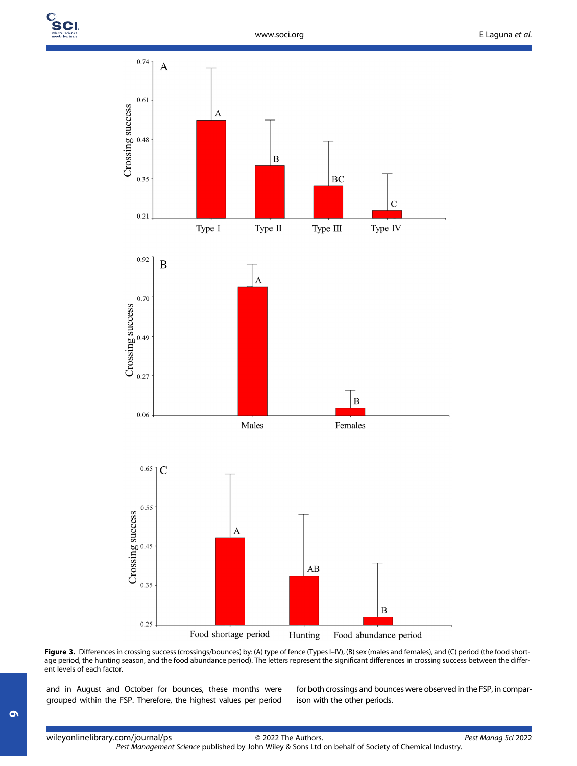**Figure 3.** Differences in crossing success (crossings/bounces) by: (A) type of fence (Types I–IV), (B) sex (males and females), and (C) period (the food shortage period, the hunting season, and the food abundance period). The letters represent the significant differences in crossing success between the different levels of each factor.

and in August and October for bounces, these months were grouped within the FSP. Therefore, the highest values per period for both crossings and bounces were observed in the FSP, in comparison with the other periods.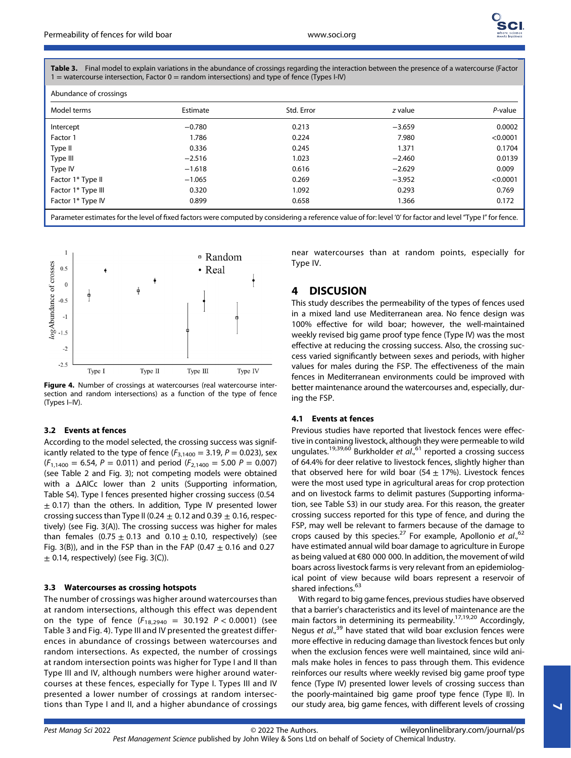**Table 3.** Final model to explain variations in the abundance of crossings regarding the interaction between the presence of a watercourse (Factor 1 = watercourse intersection, Factor 0 = random intersections) and type of fence (Types I-IV)

| Abundance of crossings | | | | |
|---|---|---|---|---|
| Model terms | Estimate | Std. Error | *z* value | *P*-value |
| Intercept | −0.780 | 0.213 | −3.659 | 0.0002 |
| Factor 1 | 1.786 | 0.224 | 7.980 | <0.0001 |
| Type II | 0.336 | 0.245 | 1.371 | 0.1704 |
| Type III | −2.516 | 1.023 | −2.460 | 0.0139 |
| Type IV | −1.618 | 0.616 | −2.629 | 0.009 |
| Factor 1* Type II | −1.065 | 0.269 | −3.952 | <0.0001 |
| Factor 1* Type III | 0.320 | 1.092 | 0.293 | 0.769 |
| Factor 1* Type IV | 0.899 | 0.658 | 1.366 | 0.172 |

Parameter estimates for the level of fixed factors were computed by considering a reference value of for: level '0' for factor and level "Type I" for fence.

**Figure 4.** Number of crossings at watercourses (real watercourse intersection and random intersections) as a function of the type of fence (Types I–IV).

### 3.2 Events at fences

According to the model selected, the crossing success was significantly related to the type of fence ($F_{3,1400} = 3.19$, $P = 0.023$), sex ($F_{1,1400} = 6.54$, $P = 0.011$) and period ($F_{2,1400} = 5.00$ $P = 0.007$) (see Table 2 and Fig. 3); not competing models were obtained with a ΔAICc lower than 2 units (Supporting information, Table S4). Type I fences presented higher crossing success (0.54 ± 0.17) than the others. In addition, Type IV presented lower crossing success than Type II (0.24 ± 0.12 and 0.39 ± 0.16, respectively) (see Fig. 3(A)). The crossing success was higher for males than females (0.75 ± 0.13 and 0.10 ± 0.10, respectively) (see Fig. 3(B)), and in the FSP than in the FAP (0.47 ± 0.16 and 0.27 ± 0.14, respectively) (see Fig. 3(C)).

### 3.3 Watercourses as crossing hotspots

The number of crossings was higher around watercourses than at random intersections, although this effect was dependent on the type of fence ($F_{18,2940} = 30.192$ $P < 0.0001$) (see Table 3 and Fig. 4). Type III and IV presented the greatest differences in abundance of crossings between watercourses and random intersections. As expected, the number of crossings at random intersection points was higher for Type I and II than Type III and IV, although numbers were higher around watercourses at these fences, especially for Type I. Types III and IV presented a lower number of crossings at random intersections than Type I and II, and a higher abundance of crossings near watercourses than at random points, especially for Type IV.

## 4 DISCUSION

This study describes the permeability of the types of fences used in a mixed land use Mediterranean area. No fence design was 100% effective for wild boar; however, the well-maintained weekly revised big game proof type fence (Type IV) was the most effective at reducing the crossing success. Also, the crossing success varied significantly between sexes and periods, with higher values for males during the FSP. The effectiveness of the main fences in Mediterranean environments could be improved with better maintenance around the watercourses and, especially, during the FSP.

### 4.1 Events at fences

Previous studies have reported that livestock fences were effective in containing livestock, although they were permeable to wild ungulates.[19,39,60] Burkholder *et al.*,[61] reported a crossing success of 64.4% for deer relative to livestock fences, slightly higher than that observed here for wild boar (54 ± 17%). Livestock fences were the most used type in agricultural areas for crop protection and on livestock farms to delimit pastures (Supporting information, see Table S3) in our study area. For this reason, the greater crossing success reported for this type of fence, and during the FSP, may well be relevant to farmers because of the damage to crops caused by this species.[27] For example, Apollonio *et al.*,[62] have estimated annual wild boar damage to agriculture in Europe as being valued at €80 000 000. In addition, the movement of wild boars across livestock farms is very relevant from an epidemiological point of view because wild boars represent a reservoir of shared infections.[63]

With regard to big game fences, previous studies have observed that a barrier's characteristics and its level of maintenance are the main factors in determining its permeability.[17,19,20] Accordingly, Negus *et al.*,[39] have stated that wild boar exclusion fences were more effective in reducing damage than livestock fences but only when the exclusion fences were well maintained, since wild animals make holes in fences to pass through them. This evidence reinforces our results where weekly revised big game proof type fence (Type IV) presented lower levels of crossing success than the poorly-maintained big game proof type fence (Type II). In our study area, big game fences, with different levels of crossing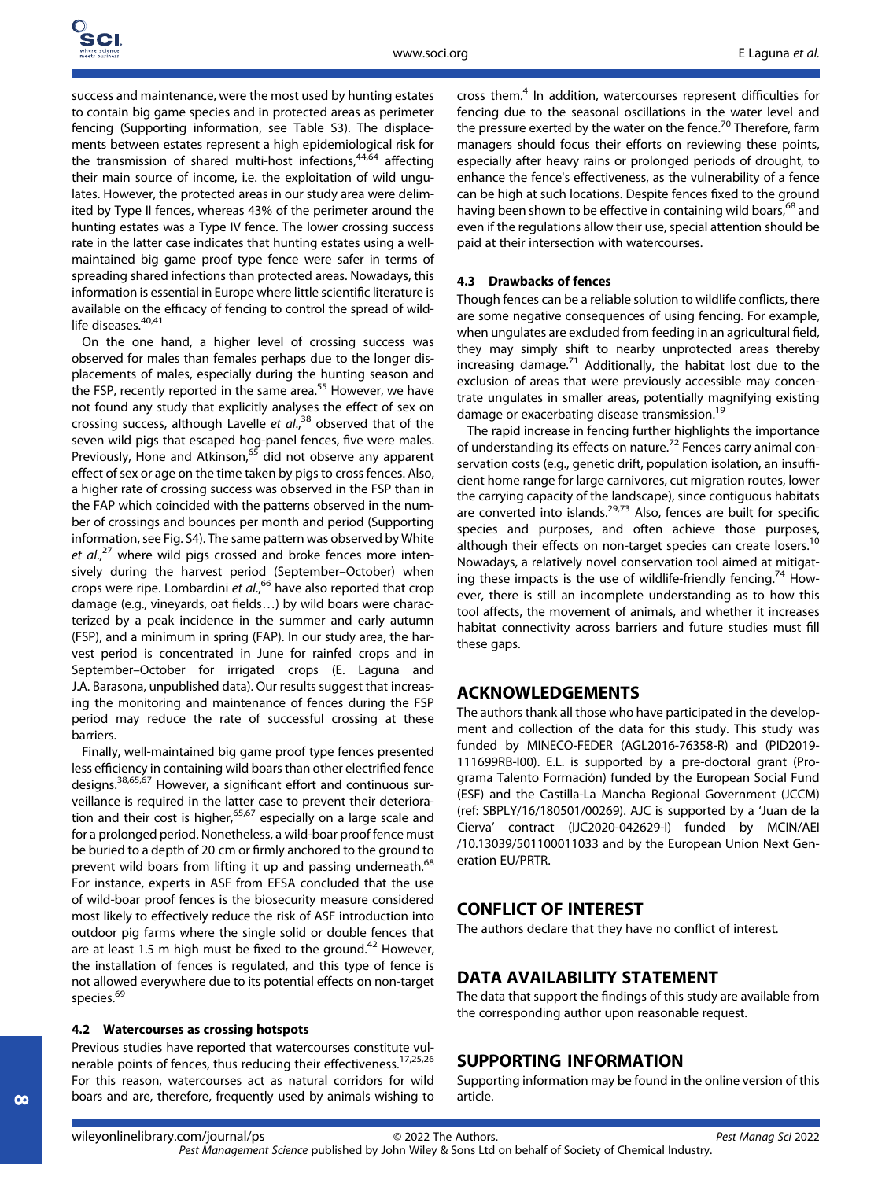success and maintenance, were the most used by hunting estates to contain big game species and in protected areas as perimeter fencing (Supporting information, see Table S3). The displacements between estates represent a high epidemiological risk for the transmission of shared multi-host infections,[44,64] affecting their main source of income, i.e. the exploitation of wild ungulates. However, the protected areas in our study area were delimited by Type II fences, whereas 43% of the perimeter around the hunting estates was a Type IV fence. The lower crossing success rate in the latter case indicates that hunting estates using a well-maintained big game proof type fence were safer in terms of spreading shared infections than protected areas. Nowadays, this information is essential in Europe where little scientific literature is available on the efficacy of fencing to control the spread of wildlife diseases.[40,41]

On the one hand, a higher level of crossing success was observed for males than females perhaps due to the longer displacements of males, especially during the hunting season and the FSP, recently reported in the same area.[55] However, we have not found any study that explicitly analyses the effect of sex on crossing success, although Lavelle *et al.*,[38] observed that of the seven wild pigs that escaped hog-panel fences, five were males. Previously, Hone and Atkinson,[65] did not observe any apparent effect of sex or age on the time taken by pigs to cross fences. Also, a higher rate of crossing success was observed in the FSP than in the FAP which coincided with the patterns observed in the number of crossings and bounces per month and period (Supporting information, see Fig. S4). The same pattern was observed by White *et al.*,[27] where wild pigs crossed and broke fences more intensively during the harvest period (September–October) when crops were ripe. Lombardini *et al.*,[66] have also reported that crop damage (e.g., vineyards, oat fields…) by wild boars were characterized by a peak incidence in the summer and early autumn (FSP), and a minimum in spring (FAP). In our study area, the harvest period is concentrated in June for rainfed crops and in September–October for irrigated crops (E. Laguna and J.A. Barasona, unpublished data). Our results suggest that increasing the monitoring and maintenance of fences during the FSP period may reduce the rate of successful crossing at these barriers.

Finally, well-maintained big game proof type fences presented less efficiency in containing wild boars than other electrified fence designs.[38,65,67] However, a significant effort and continuous surveillance is required in the latter case to prevent their deterioration and their cost is higher,[65,67] especially on a large scale and for a prolonged period. Nonetheless, a wild-boar proof fence must be buried to a depth of 20 cm or firmly anchored to the ground to prevent wild boars from lifting it up and passing underneath.[68] For instance, experts in ASF from EFSA concluded that the use of wild-boar proof fences is the biosecurity measure considered most likely to effectively reduce the risk of ASF introduction into outdoor pig farms where the single solid or double fences that are at least 1.5 m high must be fixed to the ground.[42] However, the installation of fences is regulated, and this type of fence is not allowed everywhere due to its potential effects on non-target species.[69]

### 4.2 Watercourses as crossing hotspots

Previous studies have reported that watercourses constitute vulnerable points of fences, thus reducing their effectiveness.[17,25,26] For this reason, watercourses act as natural corridors for wild boars and are, therefore, frequently used by animals wishing to cross them.[4] In addition, watercourses represent difficulties for fencing due to the seasonal oscillations in the water level and the pressure exerted by the water on the fence.[70] Therefore, farm managers should focus their efforts on reviewing these points, especially after heavy rains or prolonged periods of drought, to enhance the fence's effectiveness, as the vulnerability of a fence can be high at such locations. Despite fences fixed to the ground having been shown to be effective in containing wild boars,[68] and even if the regulations allow their use, special attention should be paid at their intersection with watercourses.

### 4.3 Drawbacks of fences

Though fences can be a reliable solution to wildlife conflicts, there are some negative consequences of using fencing. For example, when ungulates are excluded from feeding in an agricultural field, they may simply shift to nearby unprotected areas thereby increasing damage.[71] Additionally, the habitat lost due to the exclusion of areas that were previously accessible may concentrate ungulates in smaller areas, potentially magnifying existing damage or exacerbating disease transmission.[19]

The rapid increase in fencing further highlights the importance of understanding its effects on nature.[72] Fences carry animal conservation costs (e.g., genetic drift, population isolation, an insufficient home range for large carnivores, cut migration routes, lower the carrying capacity of the landscape), since contiguous habitats are converted into islands.[29,73] Also, fences are built for specific species and purposes, and often achieve those purposes, although their effects on non-target species can create losers.[10] Nowadays, a relatively novel conservation tool aimed at mitigating these impacts is the use of wildlife-friendly fencing.[74] However, there is still an incomplete understanding as to how this tool affects, the movement of animals, and whether it increases habitat connectivity across barriers and future studies must fill these gaps.

## ACKNOWLEDGEMENTS

The authors thank all those who have participated in the development and collection of the data for this study. This study was funded by MINECO-FEDER (AGL2016-76358-R) and (PID2019-111699RB-I00). E.L. is supported by a pre-doctoral grant (Programa Talento Formación) funded by the European Social Fund (ESF) and the Castilla-La Mancha Regional Government (JCCM) (ref: SBPLY/16/180501/00269). AJC is supported by a 'Juan de la Cierva' contract (IJC2020-042629-I) funded by MCIN/AEI /10.13039/501100011033 and by the European Union Next Generation EU/PRTR.

## CONFLICT OF INTEREST

The authors declare that they have no conflict of interest.

## DATA AVAILABILITY STATEMENT

The data that support the findings of this study are available from the corresponding author upon reasonable request.

## SUPPORTING INFORMATION

Supporting information may be found in the online version of this article.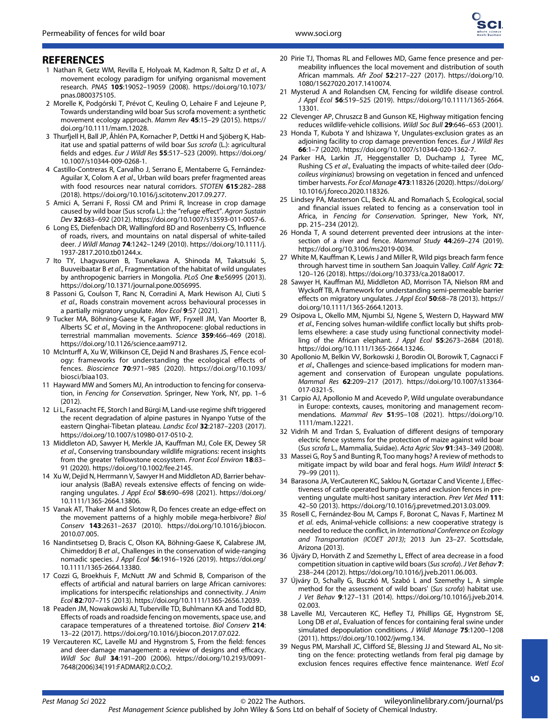## REFERENCES

1 Nathan R, Getz WM, Revilla E, Holyoak M, Kadmon R, Saltz D *et al*., A movement ecology paradigm for unifying organismal movement research. *PNAS* **105**:19052–19059 (2008). https://doi.org/10.1073/pnas.0800375105.

2 Morelle K, Podgórski T, Prévot C, Keuling O, Lehaire F and Lejeune P, Towards understanding wild boar Sus scrofa movement: a synthetic movement ecology approach. *Mamm Rev* **45**:15–29 (2015). https://doi.org/10.1111/mam.12028.

3 Thurfjell H, Ball JP, Åhlén PA, Kornacher P, Dettki H and Sjöberg K, Habitat use and spatial patterns of wild boar *Sus scrofa* (L.): agricultural fields and edges. *Eur J Wildl Res* **55**:517–523 (2009). https://doi.org/10.1007/s10344-009-0268-1.

4 Castillo-Contreras R, Carvalho J, Serrano E, Mentaberre G, Fernández-Aguilar X, Colom A *et al*., Urban wild boars prefer fragmented areas with food resources near natural corridors. *STOTEN* **615**:282–288 (2018). https://doi.org/10.1016/j.scitotenv.2017.09.277.

5 Amici A, Serrani F, Rossi CM and Primi R, Increase in crop damage caused by wild boar (Sus scrofa L.): the "refuge effect". *Agron Sustain Dev* **32**:683–692 (2012). https://doi.org/10.1007/s13593-011-0057-6.

6 Long ES, Diefenbach DR, Wallingford BD and Rosenberry CS, Influence of roads, rivers, and mountains on natal dispersal of white-tailed deer. *J Wildl Manag* **74**:1242–1249 (2010). https://doi.org/10.1111/j.1937-2817.2010.tb01244.x.

7 Ito TY, Lhagvasuren B, Tsunekawa A, Shinoda M, Takatsuki S, Buuveibaatar B *et al*., Fragmentation of the habitat of wild ungulates by anthropogenic barriers in Mongolia. *PLoS One* **8**:e56995 (2013). https://doi.org/10.1371/journal.pone.0056995.

8 Passoni G, Coulson T, Ranc N, Corradini A, Mark Hewison AJ, Ciuti S *et al*., Roads constrain movement across behavioural processes in a partially migratory ungulate. *Mov Ecol* **9**:57 (2021).

9 Tucker MA, Böhning-Gaese K, Fagan WF, Fryxell JM, Van Moorter B, Alberts SC *et al*., Moving in the Anthropocene: global reductions in terrestrial mammalian movements. *Science* **359**:466–469 (2018). https://doi.org/10.1126/science.aam9712.

10 McInturff A, Xu W, Wilkinson CE, Dejid N and Brashares JS, Fence ecology: frameworks for understanding the ecological effects of fences. *Bioscience* **70**:971–985 (2020). https://doi.org/10.1093/biosci/biaa103.

11 Hayward MW and Somers MJ, An introduction to fencing for conservation, in *Fencing for Conservation*. Springer, New York, NY, pp. 1–6 (2012).

12 Li L, Fassnacht FE, Storch I and Bürgi M, Land-use regime shift triggered the recent degradation of alpine pastures in Nyanpo Yutse of the eastern Qinghai-Tibetan plateau. *Landsc Ecol* **32**:2187–2203 (2017). https://doi.org/10.1007/s10980-017-0510-2.

13 Middleton AD, Sawyer H, Merkle JA, Kauffman MJ, Cole EK, Dewey SR *et al*., Conserving transboundary wildlife migrations: recent insights from the greater Yellowstone ecosystem. *Front Ecol Environ* **18**:83–91 (2020). https://doi.org/10.1002/fee.2145.

14 Xu W, Dejid N, Herrmann V, Sawyer H and Middleton AD, Barrier behaviour analysis (BaBA) reveals extensive effects of fencing on wide-ranging ungulates. *J Appl Ecol* **58**:690–698 (2021). https://doi.org/10.1111/1365-2664.13806.

15 Vanak AT, Thaker M and Slotow R, Do fences create an edge-effect on the movement patterns of a highly mobile mega-herbivore? *Biol Conserv* **143**:2631–2637 (2010). https://doi.org/10.1016/j.biocon.2010.07.005.

16 Nandintsetseg D, Bracis C, Olson KA, Böhning-Gaese K, Calabrese JM, Chimeddorj B *et al*., Challenges in the conservation of wide-ranging nomadic species. *J Appl Ecol* **56**:1916–1926 (2019). https://doi.org/10.1111/1365-2664.13380.

17 Cozzi G, Broekhuis F, McNutt JW and Schmid B, Comparison of the effects of artificial and natural barriers on large African carnivores: implications for interspecific relationships and connectivity. *J Anim Ecol* **82**:707–715 (2013). https://doi.org/10.1111/1365-2656.12039.

18 Peaden JM, Nowakowski AJ, Tuberville TD, Buhlmann KA and Todd BD, Effects of roads and roadside fencing on movements, space use, and carapace temperatures of a threatened tortoise. *Biol Conserv* **214**:13–22 (2017). https://doi.org/10.1016/j.biocon.2017.07.022.

19 Vercauteren KC, Lavelle MJ and Hygnstrom S, From the field: fences and deer-damage management: a review of designs and efficacy. *Wildl Soc Bull* **34**:191–200 (2006). https://doi.org/10.2193/0091-7648(2006)34[191:FADMAR]2.0.CO;2.

20 Pirie TJ, Thomas RL and Fellowes MD, Game fence presence and permeability influences the local movement and distribution of south African mammals. *Afr Zool* **52**:217–227 (2017). https://doi.org/10.1080/15627020.2017.1410074.

21 Mysterud A and Rolandsen CM, Fencing for wildlife disease control. *J Appl Ecol* **56**:519–525 (2019). https://doi.org/10.1111/1365-2664.13301.

22 Clevenger AP, Chruszcz B and Gunson KE, Highway mitigation fencing reduces wildlife-vehicle collisions. *Wildl Soc Bull* **29**:646–653 (2001).

23 Honda T, Kubota Y and Ishizawa Y, Ungulates-exclusion grates as an adjoining facility to crop damage prevention fences. *Eur J Wildl Res* **66**:1–7 (2020). https://doi.org/10.1007/s10344-020-1362-7.

24 Parker HA, Larkin JT, Heggenstaller D, Duchamp J, Tyree MC, Rushing CS *et al*., Evaluating the impacts of white-tailed deer (*Odocoileus virginianus*) browsing on vegetation in fenced and unfenced timber harvests. *For Ecol Manage* **473**:118326 (2020). https://doi.org/10.1016/j.foreco.2020.118326.

25 Lindsey PA, Masterson CL, Beck AL and Romañach S, Ecological, social and financial issues related to fencing as a conservation tool in Africa, in *Fencing for Conservation*. Springer, New York, NY, pp. 215–234 (2012).

26 Honda T, A sound deterrent prevented deer intrusions at the intersection of a river and fence. *Mammal Study* **44**:269–274 (2019). https://doi.org/10.3106/ms2019-0034.

27 White M, Kauffman K, Lewis J and Miller R, Wild pigs breach farm fence through harvest time in southern San Joaquin Valley. *Calif Agric* **72**:120–126 (2018). https://doi.org/10.3733/ca.2018a0017.

28 Sawyer H, Kauffman MJ, Middleton AD, Morrison TA, Nielson RM and Wyckoff TB, A framework for understanding semi-permeable barrier effects on migratory ungulates. *J Appl Ecol* **50**:68–78 (2013). https://doi.org/10.1111/1365-2664.12013.

29 Osipova L, Okello MM, Njumbi SJ, Ngene S, Western D, Hayward MW *et al*., Fencing solves human-wildlife conflict locally but shifts problems elsewhere: a case study using functional connectivity modelling of the African elephant. *J Appl Ecol* **55**:2673–2684 (2018). https://doi.org/10.1111/1365-2664.13246.

30 Apollonio M, Belkin VV, Borkowski J, Borodin OI, Borowik T, Cagnacci F *et al*., Challenges and science-based implications for modern management and conservation of European ungulate populations. *Mammal Res* **62**:209–217 (2017). https://doi.org/10.1007/s13364-017-0321-5.

31 Carpio AJ, Apollonio M and Acevedo P, Wild ungulate overabundance in Europe: contexts, causes, monitoring and management recommendations. *Mammal Rev* **51**:95–108 (2021). https://doi.org/10.1111/mam.12221.

32 Vidrih M and Trdan S, Evaluation of different designs of temporary electric fence systems for the protection of maize against wild boar (*Sus scrofa* L., Mammalia, Suidae). *Acta Agric Slov* **91**:343–349 (2008).

33 Massei G, Roy S and Bunting R, Too many hogs? A review of methods to mitigate impact by wild boar and feral hogs. *Hum Wildl Interact* **5**:79–99 (2011).

34 Barasona JA, VerCauteren KC, Saklou N, Gortazar C and Vicente J, Effectiveness of cattle operated bump gates and exclusion fences in preventing ungulate multi-host sanitary interaction. *Prev Vet Med* **111**:42–50 (2013). https://doi.org/10.1016/j.prevetmed.2013.03.009.

35 Rosell C, Fernández-Bou M, Camps F, Boronat C, Navas F, Martinez M *et al*. eds, Animal-vehicle collisions: a new cooperative strategy is needed to reduce the conflict, in *International Conference on Ecology and Transportation (ICOET 2013)*; 2013 Jun 23–27. Scottsdale, Arizona (2013).

36 Újváry D, Horváth Z and Szemethy L, Effect of area decrease in a food competition situation in captive wild boars (*Sus scrofa*). *J Vet Behav* **7**:238–244 (2012). https://doi.org/10.1016/j.jveb.2011.06.003.

37 Újváry D, Schally G, Buczkó M, Szabó L and Szemethy L, A simple method for the assessment of wild boars' (*Sus scrofa*) habitat use. *J Vet Behav* **9**:127–131 (2014). https://doi.org/10.1016/j.jveb.2014.02.003.

38 Lavelle MJ, Vercauteren KC, Hefley TJ, Phillips GE, Hygnstrom SE, Long DB *et al*., Evaluation of fences for containing feral swine under simulated depopulation conditions. *J Wildl Manage* **75**:1200–1208 (2011). https://doi.org/10.1002/jwmg.134.

39 Negus PM, Marshall JC, Clifford SE, Blessing JJ and Steward AL, No sitting on the fence: protecting wetlands from feral pig damage by exclusion fences requires effective fence maintenance. *Wetl Ecol*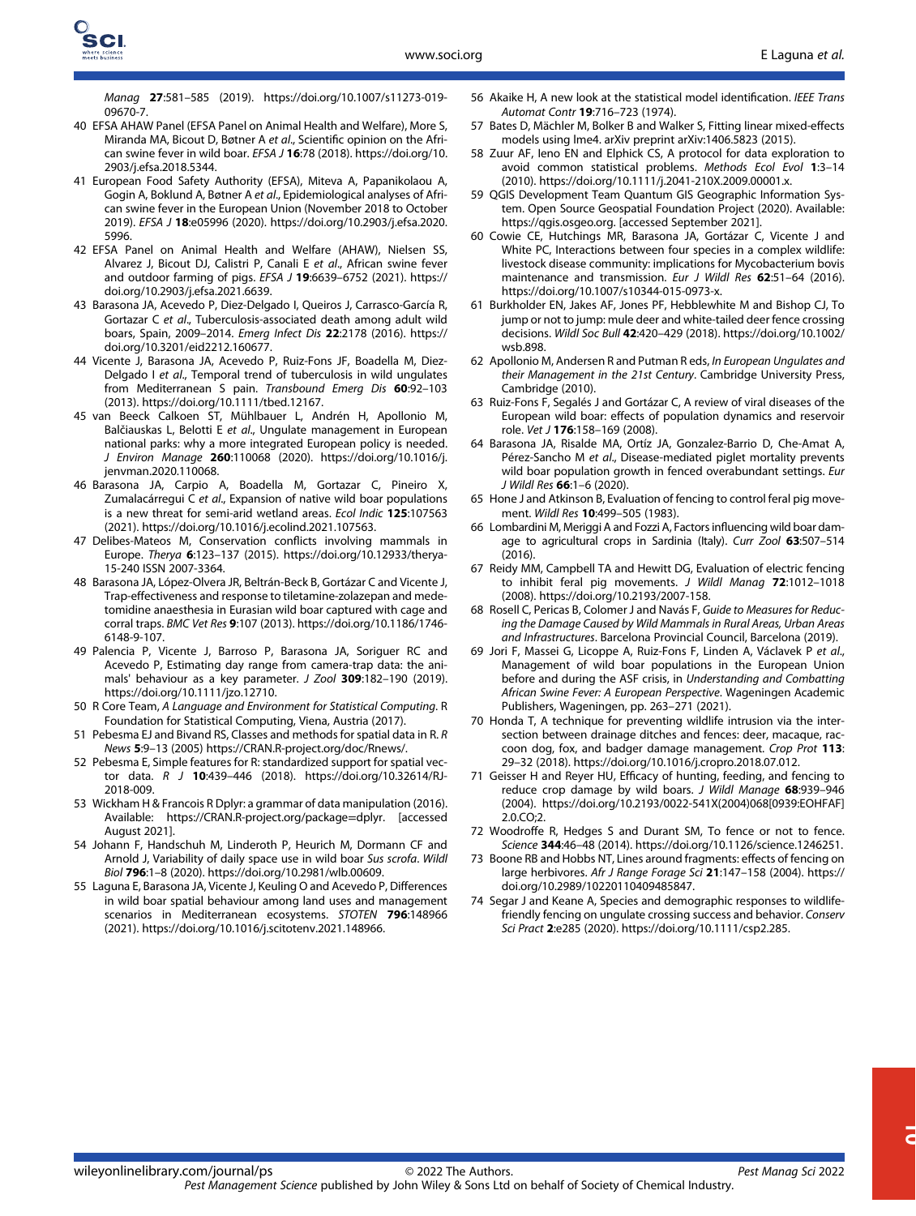*Manag* **27**:581–585 (2019). https://doi.org/10.1007/s11273-019-09670-7.

40 EFSA AHAW Panel (EFSA Panel on Animal Health and Welfare), More S, Miranda MA, Bicout D, Bøtner A *et al*., Scientific opinion on the African swine fever in wild boar. *EFSA J* **16**:78 (2018). https://doi.org/10.2903/j.efsa.2018.5344.

41 European Food Safety Authority (EFSA), Miteva A, Papanikolaou A, Gogin A, Boklund A, Bøtner A *et al*., Epidemiological analyses of African swine fever in the European Union (November 2018 to October 2019). *EFSA J* **18**:e05996 (2020). https://doi.org/10.2903/j.efsa.2020.5996.

42 EFSA Panel on Animal Health and Welfare (AHAW), Nielsen SS, Alvarez J, Bicout DJ, Calistri P, Canali E *et al*., African swine fever and outdoor farming of pigs. *EFSA J* **19**:6639–6752 (2021). https://doi.org/10.2903/j.efsa.2021.6639.

43 Barasona JA, Acevedo P, Diez-Delgado I, Queiros J, Carrasco-García R, Gortazar C *et al*., Tuberculosis-associated death among adult wild boars, Spain, 2009–2014. *Emerg Infect Dis* **22**:2178 (2016). https://doi.org/10.3201/eid2212.160677.

44 Vicente J, Barasona JA, Acevedo P, Ruiz-Fons JF, Boadella M, Diez-Delgado I *et al*., Temporal trend of tuberculosis in wild ungulates from Mediterranean S pain. *Transbound Emerg Dis* **60**:92–103 (2013). https://doi.org/10.1111/tbed.12167.

45 van Beeck Calkoen ST, Mühlbauer L, Andrén H, Apollonio M, Balčiauskas L, Belotti E *et al*., Ungulate management in European national parks: why a more integrated European policy is needed. *J Environ Manage* **260**:110068 (2020). https://doi.org/10.1016/j.jenvman.2020.110068.

46 Barasona JA, Carpio A, Boadella M, Gortazar C, Pineiro X, Zumalacárregui C *et al*., Expansion of native wild boar populations is a new threat for semi-arid wetland areas. *Ecol Indic* **125**:107563 (2021). https://doi.org/10.1016/j.ecolind.2021.107563.

47 Delibes-Mateos M, Conservation conflicts involving mammals in Europe. *Therya* **6**:123–137 (2015). https://doi.org/10.12933/therya-15-240 ISSN 2007-3364.

48 Barasona JA, López-Olvera JR, Beltrán-Beck B, Gortázar C and Vicente J, Trap-effectiveness and response to tiletamine-zolazepan and medetomidine anaesthesia in Eurasian wild boar captured with cage and corral traps. *BMC Vet Res* **9**:107 (2013). https://doi.org/10.1186/1746-6148-9-107.

49 Palencia P, Vicente J, Barroso P, Barasona JA, Soriguer RC and Acevedo P, Estimating day range from camera-trap data: the animals' behaviour as a key parameter. *J Zool* **309**:182–190 (2019). https://doi.org/10.1111/jzo.12710.

50 R Core Team, *A Language and Environment for Statistical Computing*. R Foundation for Statistical Computing, Viena, Austria (2017).

51 Pebesma EJ and Bivand RS, Classes and methods for spatial data in R. *R News* **5**:9–13 (2005) https://CRAN.R-project.org/doc/Rnews/.

52 Pebesma E, Simple features for R: standardized support for spatial vector data. *R J* **10**:439–446 (2018). https://doi.org/10.32614/RJ-2018-009.

53 Wickham H & Francois R Dplyr: a grammar of data manipulation (2016). Available: https://CRAN.R-project.org/package=dplyr. [accessed August 2021].

54 Johann F, Handschuh M, Linderoth P, Heurich M, Dormann CF and Arnold J, Variability of daily space use in wild boar *Sus scrofa*. *Wildl Biol* **796**:1–8 (2020). https://doi.org/10.2981/wlb.00609.

55 Laguna E, Barasona JA, Vicente J, Keuling O and Acevedo P, Differences in wild boar spatial behaviour among land uses and management scenarios in Mediterranean ecosystems. *STOTEN* **796**:148966 (2021). https://doi.org/10.1016/j.scitotenv.2021.148966.

56 Akaike H, A new look at the statistical model identification. *IEEE Trans Automat Contr* **19**:716–723 (1974).

57 Bates D, Mächler M, Bolker B and Walker S, Fitting linear mixed-effects models using lme4. arXiv preprint arXiv:1406.5823 (2015).

58 Zuur AF, Ieno EN and Elphick CS, A protocol for data exploration to avoid common statistical problems. *Methods Ecol Evol* **1**:3–14 (2010). https://doi.org/10.1111/j.2041-210X.2009.00001.x.

59 QGIS Development Team Quantum GIS Geographic Information System. Open Source Geospatial Foundation Project (2020). Available: https://qgis.osgeo.org. [accessed September 2021].

60 Cowie CE, Hutchings MR, Barasona JA, Gortázar C, Vicente J and White PC, Interactions between four species in a complex wildlife: livestock disease community: implications for Mycobacterium bovis maintenance and transmission. *Eur J Wildl Res* **62**:51–64 (2016). https://doi.org/10.1007/s10344-015-0973-x.

61 Burkholder EN, Jakes AF, Jones PF, Hebblewhite M and Bishop CJ, To jump or not to jump: mule deer and white-tailed deer fence crossing decisions. *Wildl Soc Bull* **42**:420–429 (2018). https://doi.org/10.1002/wsb.898.

62 Apollonio M, Andersen R and Putman R eds, *In European Ungulates and their Management in the 21st Century*. Cambridge University Press, Cambridge (2010).

63 Ruiz-Fons F, Segalés J and Gortázar C, A review of viral diseases of the European wild boar: effects of population dynamics and reservoir role. *Vet J* **176**:158–169 (2008).

64 Barasona JA, Risalde MA, Ortíz JA, Gonzalez-Barrio D, Che-Amat A, Pérez-Sancho M *et al*., Disease-mediated piglet mortality prevents wild boar population growth in fenced overabundant settings. *Eur J Wildl Res* **66**:1–6 (2020).

65 Hone J and Atkinson B, Evaluation of fencing to control feral pig movement. *Wildl Res* **10**:499–505 (1983).

66 Lombardini M, Meriggi A and Fozzi A, Factors influencing wild boar damage to agricultural crops in Sardinia (Italy). *Curr Zool* **63**:507–514 (2016).

67 Reidy MM, Campbell TA and Hewitt DG, Evaluation of electric fencing to inhibit feral pig movements. *J Wildl Manag* **72**:1012–1018 (2008). https://doi.org/10.2193/2007-158.

68 Rosell C, Pericas B, Colomer J and Navás F, *Guide to Measures for Reducing the Damage Caused by Wild Mammals in Rural Areas, Urban Areas and Infrastructures*. Barcelona Provincial Council, Barcelona (2019).

69 Jori F, Massei G, Licoppe A, Ruiz-Fons F, Linden A, Václavek P *et al*., Management of wild boar populations in the European Union before and during the ASF crisis, in *Understanding and Combatting African Swine Fever: A European Perspective*. Wageningen Academic Publishers, Wageningen, pp. 263–271 (2021).

70 Honda T, A technique for preventing wildlife intrusion via the intersection between drainage ditches and fences: deer, macaque, raccoon dog, fox, and badger damage management. *Crop Prot* **113**: 29–32 (2018). https://doi.org/10.1016/j.cropro.2018.07.012.

71 Geisser H and Reyer HU, Efficacy of hunting, feeding, and fencing to reduce crop damage by wild boars. *J Wildl Manage* **68**:939–946 (2004). https://doi.org/10.2193/0022-541X(2004)068[0939:EOHFAF]2.0.CO;2.

72 Woodroffe R, Hedges S and Durant SM, To fence or not to fence. *Science* **344**:46–48 (2014). https://doi.org/10.1126/science.1246251.

73 Boone RB and Hobbs NT, Lines around fragments: effects of fencing on large herbivores. *Afr J Range Forage Sci* **21**:147–158 (2004). https://doi.org/10.2989/10220110409485847.

74 Segar J and Keane A, Species and demographic responses to wildlife-friendly fencing on ungulate crossing success and behavior. *Conserv Sci Pract* **2**:e285 (2020). https://doi.org/10.1111/csp2.285.